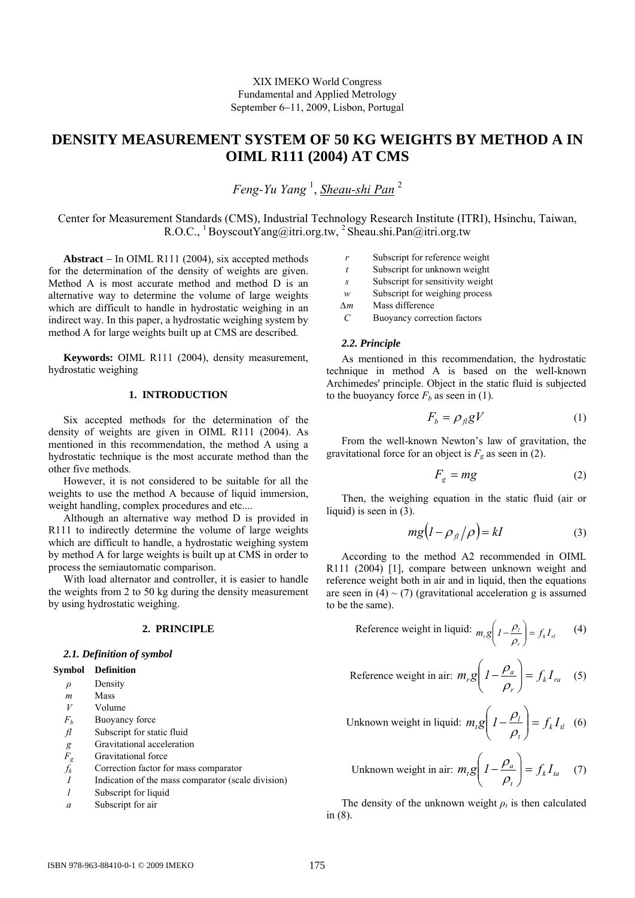XIX IMEKO World Congress
Fundamental and Applied Metrology
September 6–11, 2009, Lisbon, Portugal

# DENSITY MEASUREMENT SYSTEM OF 50 KG WEIGHTS BY METHOD A IN OIML R111 (2004) AT CMS

*Feng-Yu Yang* [1], *Sheau-shi Pan* [2]

Center for Measurement Standards (CMS), Industrial Technology Research Institute (ITRI), Hsinchu, Taiwan, R.O.C., [1] BoyscoutYang@itri.org.tw, [2] Sheau.shi.Pan@itri.org.tw

**Abstract** – In OIML R111 (2004), six accepted methods for the determination of the density of weights are given. Method A is most accurate method and method D is an alternative way to determine the volume of large weights which are difficult to handle in hydrostatic weighing in an indirect way. In this paper, a hydrostatic weighing system by method A for large weights built up at CMS are described.

**Keywords:** OIML R111 (2004), density measurement, hydrostatic weighing

## 1. INTRODUCTION

Six accepted methods for the determination of the density of weights are given in OIML R111 (2004). As mentioned in this recommendation, the method A using a hydrostatic technique is the most accurate method than the other five methods.

However, it is not considered to be suitable for all the weights to use the method A because of liquid immersion, weight handling, complex procedures and etc....

Although an alternative way method D is provided in R111 to indirectly determine the volume of large weights which are difficult to handle, a hydrostatic weighing system by method A for large weights is built up at CMS in order to process the semiautomatic comparison.

With load alternator and controller, it is easier to handle the weights from 2 to 50 kg during the density measurement by using hydrostatic weighing.

## 2. PRINCIPLE

### 2.1. Definition of symbol

| Symbol | Definition |
|---|---|
| $\rho$ | Density |
| $m$ | Mass |
| $V$ | Volume |
| $F_b$ | Buoyancy force |
| $fl$ | Subscript for static fluid |
| $g$ | Gravitational acceleration |
| $F_g$ | Gravitational force |
| $f_k$ | Correction factor for mass comparator |
| $I$ | Indication of the mass comparator (scale division) |
| $l$ | Subscript for liquid |
| $a$ | Subscript for air |
| $r$ | Subscript for reference weight |
| $t$ | Subscript for unknown weight |
| $s$ | Subscript for sensitivity weight |
| $w$ | Subscript for weighing process |
| $\Delta m$ | Mass difference |
| $C$ | Buoyancy correction factors |

### 2.2. Principle

As mentioned in this recommendation, the hydrostatic technique in method A is based on the well-known Archimedes' principle. Object in the static fluid is subjected to the buoyancy force $F_b$ as seen in (1).

$$F_b = \rho_{fl} g V \tag{1}$$

From the well-known Newton's law of gravitation, the gravitational force for an object is $F_g$ as seen in (2).

$$F_g = mg \tag{2}$$

Then, the weighing equation in the static fluid (air or liquid) is seen in (3).

$$mg\left(1 - \rho_{fl} / \rho\right) = kI \tag{3}$$

According to the method A2 recommended in OIML R111 (2004) [1], compare between unknown weight and reference weight both in air and in liquid, then the equations are seen in (4) ~ (7) (gravitational acceleration g is assumed to be the same).

$$\text{Reference weight in liquid: } m_r g\left(1 - \frac{\rho_l}{\rho_r}\right) = f_k I_{rl} \tag{4}$$

$$\text{Reference weight in air: } m_r g\left(1 - \frac{\rho_a}{\rho_r}\right) = f_k I_{ra} \tag{5}$$

$$\text{Unknown weight in liquid: } m_t g\left(1 - \frac{\rho_l}{\rho_t}\right) = f_k I_{tl} \tag{6}$$

$$\text{Unknown weight in air: } m_t g\left(1 - \frac{\rho_a}{\rho_t}\right) = f_k I_{ta} \tag{7}$$

The density of the unknown weight $\rho_t$ is then calculated in (8).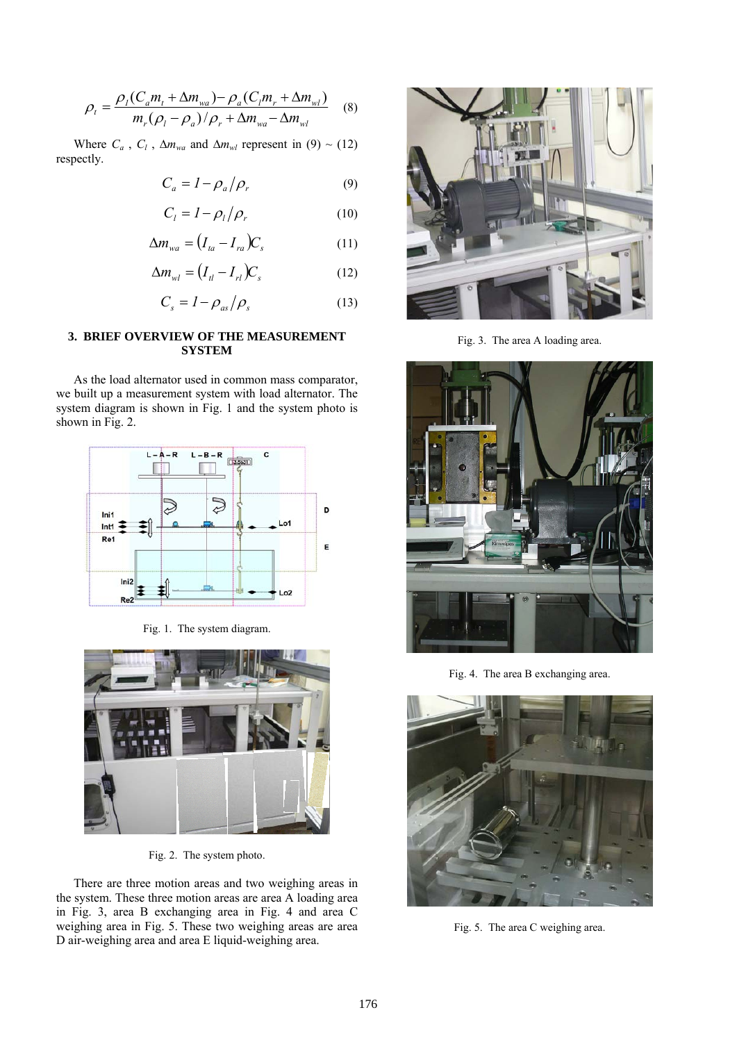$$\rho_t = \frac{\rho_l(C_a m_t + \Delta m_{wa}) - \rho_a(C_l m_r + \Delta m_{wl})}{m_r(\rho_l - \rho_a)/\rho_r + \Delta m_{wa} - \Delta m_{wl}} \quad (8)$$

Where $C_a$ , $C_l$ , $\Delta m_{wa}$ and $\Delta m_{wl}$ represent in (9) ~ (12) respectly.

$$C_a = 1 - \rho_a / \rho_r \quad (9)$$

$$C_l = 1 - \rho_l / \rho_r \quad (10)$$

$$\Delta m_{wa} = (I_{ta} - I_{ra}) C_s \quad (11)$$

$$\Delta m_{wl} = (I_{tl} - I_{rl}) C_s \quad (12)$$

$$C_s = 1 - \rho_{as} / \rho_s \quad (13)$$

## 3. BRIEF OVERVIEW OF THE MEASUREMENT SYSTEM

As the load alternator used in common mass comparator, we built up a measurement system with load alternator. The system diagram is shown in Fig. 1 and the system photo is shown in Fig. 2.

Fig. 1. The system diagram.

Fig. 2. The system photo.

There are three motion areas and two weighing areas in the system. These three motion areas are area A loading area in Fig. 3, area B exchanging area in Fig. 4 and area C weighing area in Fig. 5. These two weighing areas are area D air-weighing area and area E liquid-weighing area.

Fig. 3. The area A loading area.

Fig. 4. The area B exchanging area.

Fig. 5. The area C weighing area.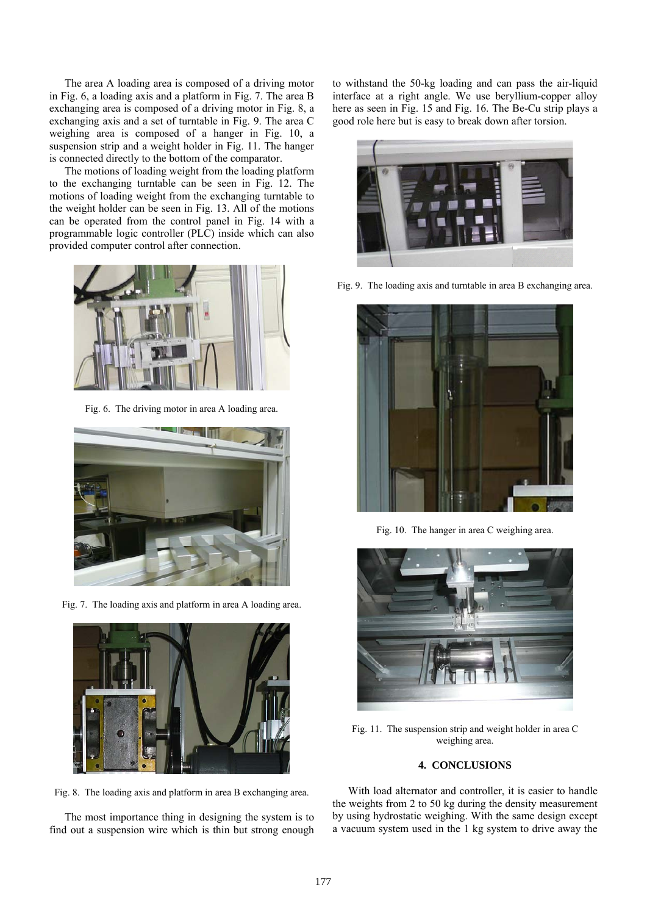The area A loading area is composed of a driving motor in Fig. 6, a loading axis and a platform in Fig. 7. The area B exchanging area is composed of a driving motor in Fig. 8, a exchanging axis and a set of turntable in Fig. 9. The area C weighing area is composed of a hanger in Fig. 10, a suspension strip and a weight holder in Fig. 11. The hanger is connected directly to the bottom of the comparator.

The motions of loading weight from the loading platform to the exchanging turntable can be seen in Fig. 12. The motions of loading weight from the exchanging turntable to the weight holder can be seen in Fig. 13. All of the motions can be operated from the control panel in Fig. 14 with a programmable logic controller (PLC) inside which can also provided computer control after connection.

Fig. 6. The driving motor in area A loading area.

Fig. 7. The loading axis and platform in area A loading area.

Fig. 8. The loading axis and platform in area B exchanging area.

The most importance thing in designing the system is to find out a suspension wire which is thin but strong enough to withstand the 50-kg loading and can pass the air-liquid interface at a right angle. We use beryllium-copper alloy here as seen in Fig. 15 and Fig. 16. The Be-Cu strip plays a good role here but is easy to break down after torsion.

Fig. 9. The loading axis and turntable in area B exchanging area.

Fig. 10. The hanger in area C weighing area.

Fig. 11. The suspension strip and weight holder in area C weighing area.

## 4. CONCLUSIONS

With load alternator and controller, it is easier to handle the weights from 2 to 50 kg during the density measurement by using hydrostatic weighing. With the same design except a vacuum system used in the 1 kg system to drive away the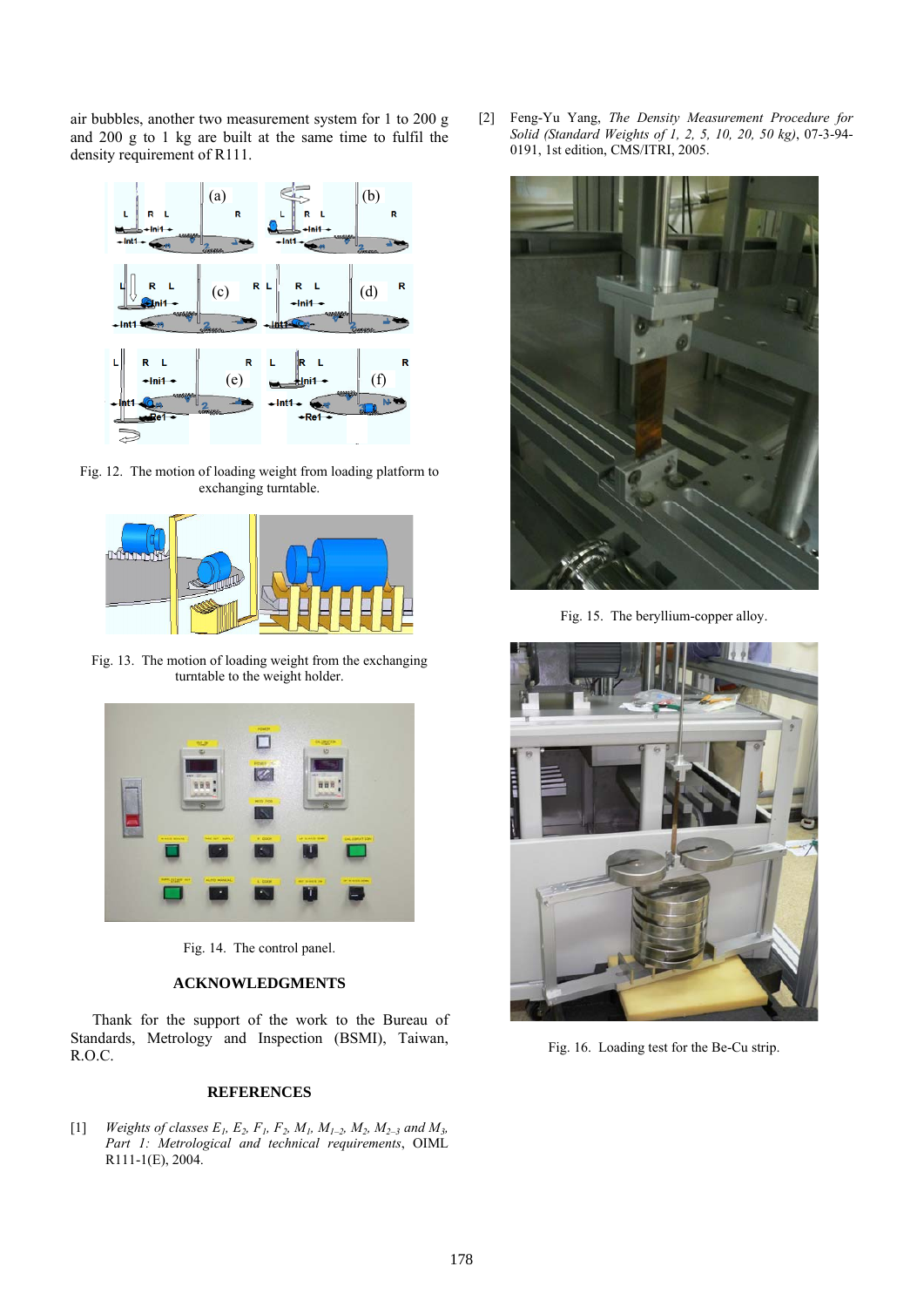air bubbles, another two measurement system for 1 to 200 g and 200 g to 1 kg are built at the same time to fulfil the density requirement of R111.

Fig. 12. The motion of loading weight from loading platform to exchanging turntable.

Fig. 13. The motion of loading weight from the exchanging turntable to the weight holder.

Fig. 14. The control panel.

## ACKNOWLEDGMENTS

Thank for the support of the work to the Bureau of Standards, Metrology and Inspection (BSMI), Taiwan, R.O.C.

## REFERENCES

[1] *Weights of classes $E_1$, $E_2$, $F_1$, $F_2$, $M_1$, $M_{1–2}$, $M_2$, $M_{2–3}$ and $M_3$, Part 1: Metrological and technical requirements*, OIML R111-1(E), 2004.

[2] Feng-Yu Yang, *The Density Measurement Procedure for Solid (Standard Weights of 1, 2, 5, 10, 20, 50 kg)*, 07-3-94-0191, 1st edition, CMS/ITRI, 2005.

Fig. 15. The beryllium-copper alloy.

Fig. 16. Loading test for the Be-Cu strip.